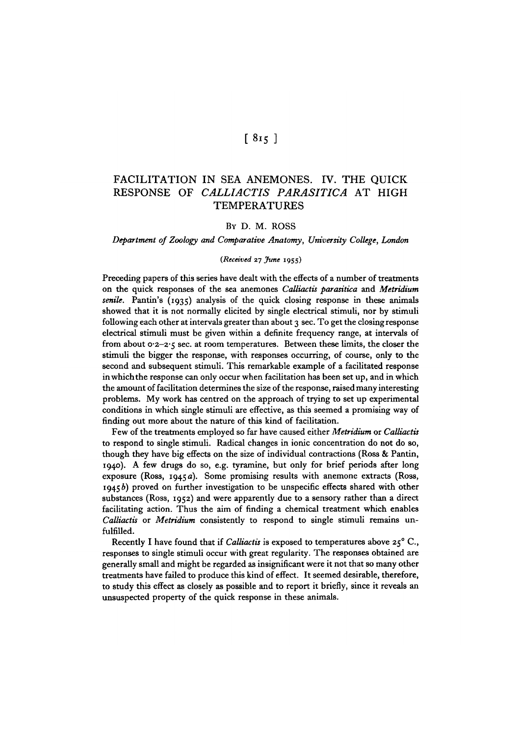# FACILITATION IN SEA ANEMONES. IV. THE QUICK RESPONSE OF *CALLIACTIS PARASITICA* AT HIGH TEMPERATURES

By D. M. ROSS

*Department of Zoology and Comparative Anatomy, University College, London*

*(Received 27 June 1955)*

Preceding papers of this series have dealt with the effects of a number of treatments on the quick responses of the sea anemones *Calliactis parasitica* and *Metridium senile*. Pantin's (1935) analysis of the quick closing response in these animals showed that it is not normally elicited by single electrical stimuli, nor by stimuli following each other at intervals greater than about 3 sec. To get the closing response electrical stimuli must be given within a definite frequency range, at intervals of from about 0·2–2·5 sec. at room temperatures. Between these limits, the closer the stimuli the bigger the response, with responses occurring, of course, only to the second and subsequent stimuli. This remarkable example of a facilitated response in which the response can only occur when facilitation has been set up, and in which the amount of facilitation determines the size of the response, raised many interesting problems. My work has centred on the approach of trying to set up experimental conditions in which single stimuli are effective, as this seemed a promising way of finding out more about the nature of this kind of facilitation.

Few of the treatments employed so far have caused either *Metridium* or *Calliactis* to respond to single stimuli. Radical changes in ionic concentration do not do so, though they have big effects on the size of individual contractions (Ross & Pantin, 1940). A few drugs do so, e.g. tyramine, but only for brief periods after long exposure (Ross, 1945*a*). Some promising results with anemone extracts (Ross, 1945*b*) proved on further investigation to be unspecific effects shared with other substances (Ross, 1952) and were apparently due to a sensory rather than a direct facilitating action. Thus the aim of finding a chemical treatment which enables *Calliactis* or *Metridium* consistently to respond to single stimuli remains unfulfilled.

Recently I have found that if *Calliactis* is exposed to temperatures above 25° C., responses to single stimuli occur with great regularity. The responses obtained are generally small and might be regarded as insignificant were it not that so many other treatments have failed to produce this kind of effect. It seemed desirable, therefore, to study this effect as closely as possible and to report it briefly, since it reveals an unsuspected property of the quick response in these animals.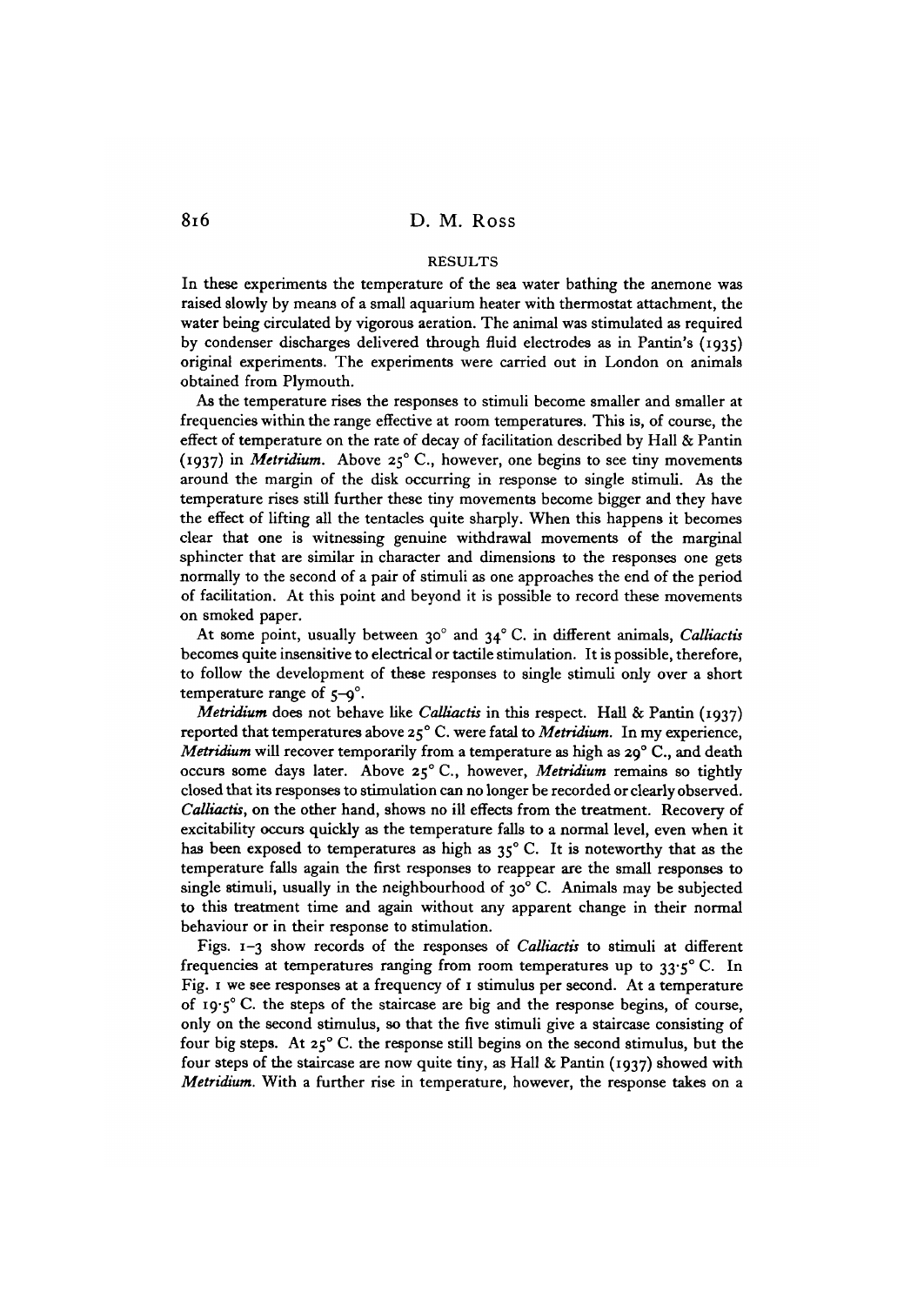## RESULTS

In these experiments the temperature of the sea water bathing the anemone was raised slowly by means of a small aquarium heater with thermostat attachment, the water being circulated by vigorous aeration. The animal was stimulated as required by condenser discharges delivered through fluid electrodes as in Pantin's (1935) original experiments. The experiments were carried out in London on animals obtained from Plymouth.

As the temperature rises the responses to stimuli become smaller and smaller at frequencies within the range effective at room temperatures. This is, of course, the effect of temperature on the rate of decay of facilitation described by Hall & Pantin (1937) in *Metridium*. Above 25° C., however, one begins to see tiny movements around the margin of the disk occurring in response to single stimuli. As the temperature rises still further these tiny movements become bigger and they have the effect of lifting all the tentacles quite sharply. When this happens it becomes clear that one is witnessing genuine withdrawal movements of the marginal sphincter that are similar in character and dimensions to the responses one gets normally to the second of a pair of stimuli as one approaches the end of the period of facilitation. At this point and beyond it is possible to record these movements on smoked paper.

At some point, usually between 30° and 34° C. in different animals, *Calliactis* becomes quite insensitive to electrical or tactile stimulation. It is possible, therefore, to follow the development of these responses to single stimuli only over a short temperature range of 5–9°.

*Metridium* does not behave like *Calliactis* in this respect. Hall & Pantin (1937) reported that temperatures above 25° C. were fatal to *Metridium*. In my experience, *Metridium* will recover temporarily from a temperature as high as 29° C., and death occurs some days later. Above 25° C., however, *Metridium* remains so tightly closed that its responses to stimulation can no longer be recorded or clearly observed. *Calliactis*, on the other hand, shows no ill effects from the treatment. Recovery of excitability occurs quickly as the temperature falls to a normal level, even when it has been exposed to temperatures as high as 35° C. It is noteworthy that as the temperature falls again the first responses to reappear are the small responses to single stimuli, usually in the neighbourhood of 30° C. Animals may be subjected to this treatment time and again without any apparent change in their normal behaviour or in their response to stimulation.

Figs. 1–3 show records of the responses of *Calliactis* to stimuli at different frequencies at temperatures ranging from room temperatures up to 33·5° C. In Fig. 1 we see responses at a frequency of 1 stimulus per second. At a temperature of 19·5° C. the steps of the staircase are big and the response begins, of course, only on the second stimulus, so that the five stimuli give a staircase consisting of four big steps. At 25° C. the response still begins on the second stimulus, but the four steps of the staircase are now quite tiny, as Hall & Pantin (1937) showed with *Metridium*. With a further rise in temperature, however, the response takes on a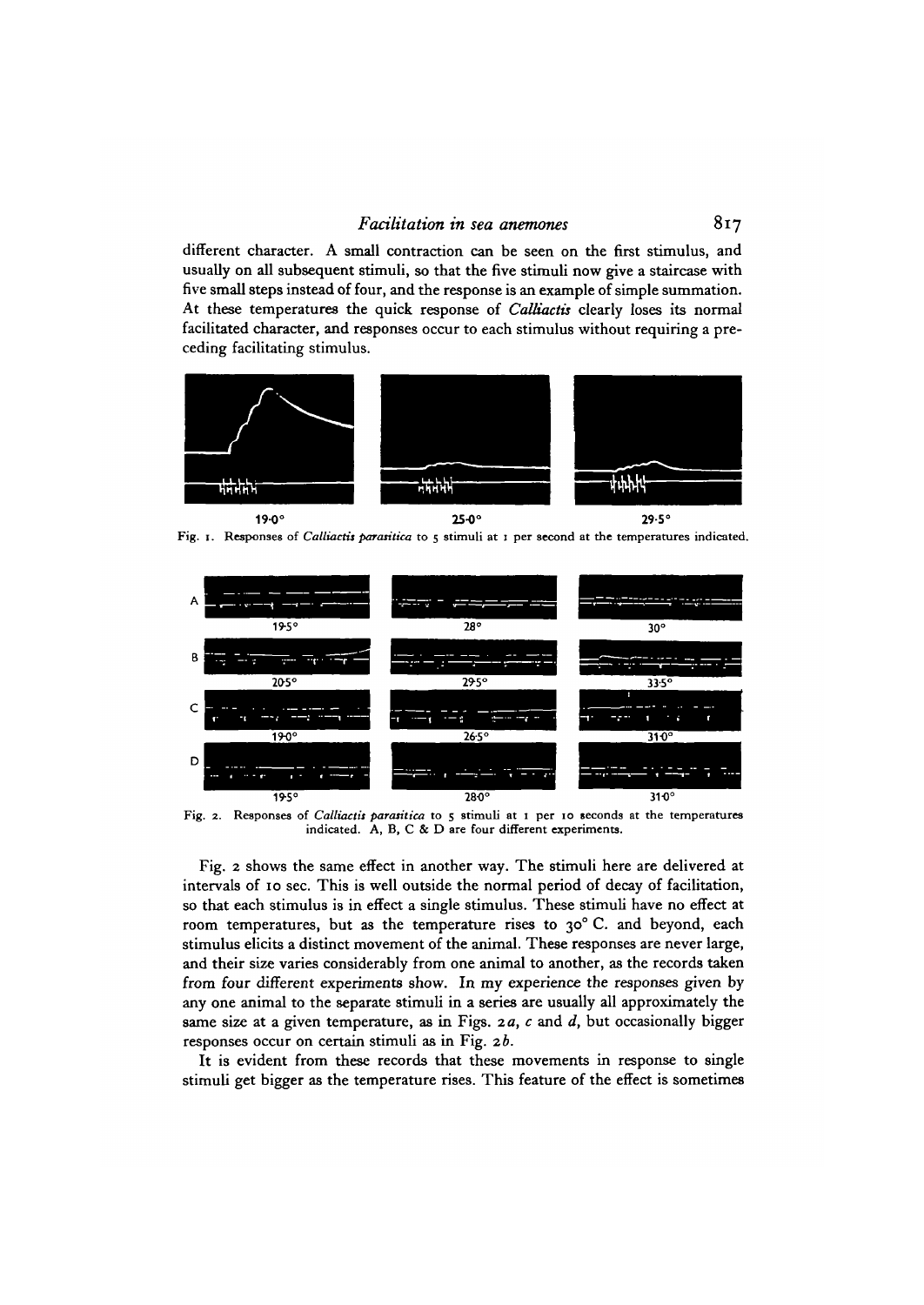different character. A small contraction can be seen on the first stimulus, and usually on all subsequent stimuli, so that the five stimuli now give a staircase with five small steps instead of four, and the response is an example of simple summation. At these temperatures the quick response of *Calliactis* clearly loses its normal facilitated character, and responses occur to each stimulus without requiring a preceding facilitating stimulus.

19·0° 25·0° 29·5°

Fig. 1. Responses of *Calliactis parasitica* to 5 stimuli at 1 per second at the temperatures indicated.

A 19·5° 28° 30°

B 20·5° 29·5° 33·5°

C 19·0° 26·5° 31·0°

D 19·5° 28·0° 31·0°

Fig. 2. Responses of *Calliactis parasitica* to 5 stimuli at 1 per 10 seconds at the temperatures indicated. A, B, C & D are four different experiments.

Fig. 2 shows the same effect in another way. The stimuli here are delivered at intervals of 10 sec. This is well outside the normal period of decay of facilitation, so that each stimulus is in effect a single stimulus. These stimuli have no effect at room temperatures, but as the temperature rises to 30° C. and beyond, each stimulus elicits a distinct movement of the animal. These responses are never large, and their size varies considerably from one animal to another, as the records taken from four different experiments show. In my experience the responses given by any one animal to the separate stimuli in a series are usually all approximately the same size at a given temperature, as in Figs. 2*a*, *c* and *d*, but occasionally bigger responses occur on certain stimuli as in Fig. 2*b*.

It is evident from these records that these movements in response to single stimuli get bigger as the temperature rises. This feature of the effect is sometimes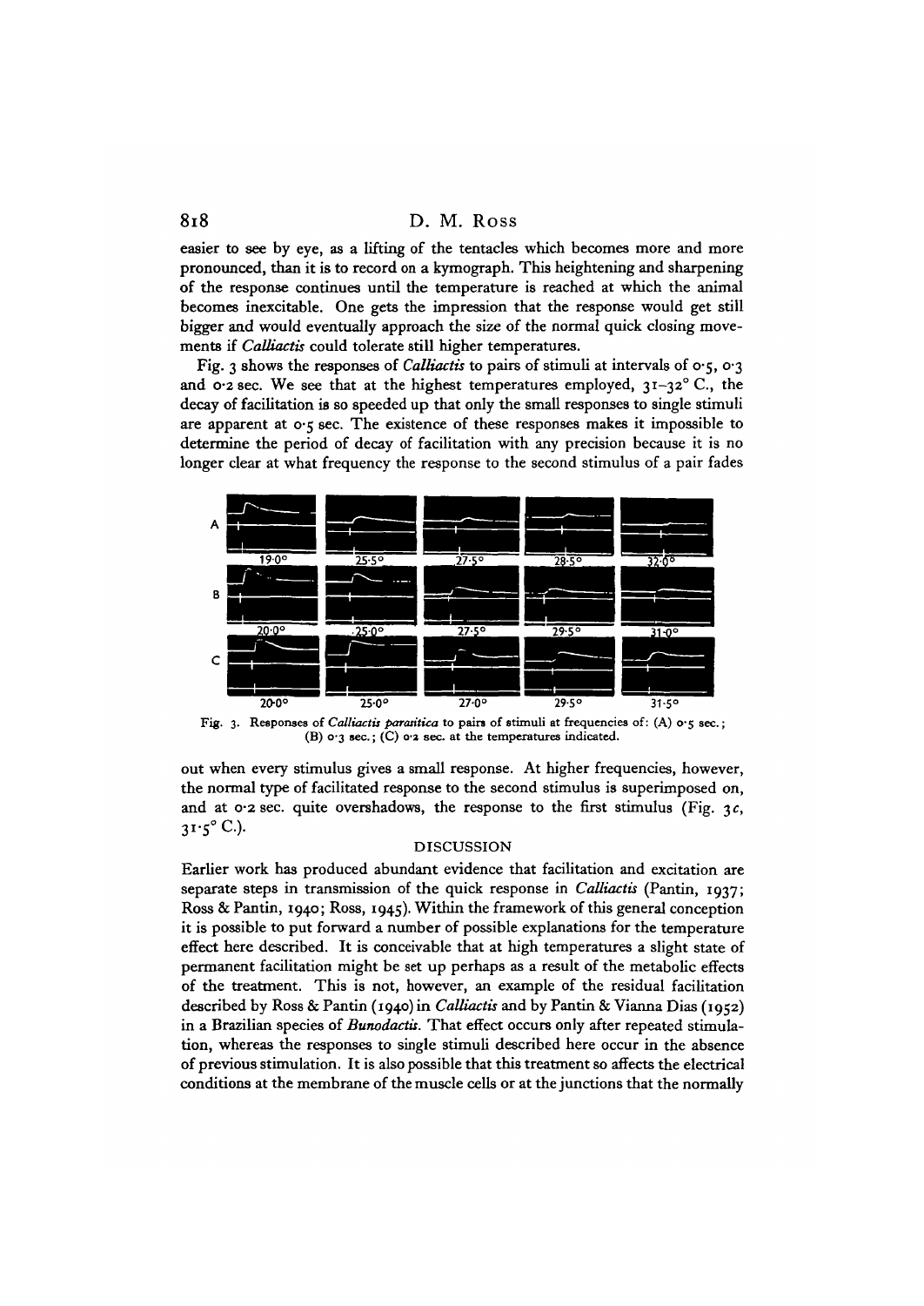easier to see by eye, as a lifting of the tentacles which becomes more and more pronounced, than it is to record on a kymograph. This heightening and sharpening of the response continues until the temperature is reached at which the animal becomes inexcitable. One gets the impression that the response would get still bigger and would eventually approach the size of the normal quick closing movements if *Calliactis* could tolerate still higher temperatures.

Fig. 3 shows the responses of *Calliactis* to pairs of stimuli at intervals of 0·5, 0·3 and 0·2 sec. We see that at the highest temperatures employed, 31–32° C., the decay of facilitation is so speeded up that only the small responses to single stimuli are apparent at 0·5 sec. The existence of these responses makes it impossible to determine the period of decay of facilitation with any precision because it is no longer clear at what frequency the response to the second stimulus of a pair fades out when every stimulus gives a small response. At higher frequencies, however, the normal type of facilitated response to the second stimulus is superimposed on, and at 0·2 sec. quite overshadows, the response to the first stimulus (Fig. 3*c*, 31·5° C.).

Fig. 3. Responses of *Calliactis parasitica* to pairs of stimuli at frequencies of: (A) 0·5 sec.; (B) 0·3 sec.; (C) 0·2 sec. at the temperatures indicated.

## DISCUSSION

Earlier work has produced abundant evidence that facilitation and excitation are separate steps in transmission of the quick response in *Calliactis* (Pantin, 1937; Ross & Pantin, 1940; Ross, 1945). Within the framework of this general conception it is possible to put forward a number of possible explanations for the temperature effect here described. It is conceivable that at high temperatures a slight state of permanent facilitation might be set up perhaps as a result of the metabolic effects of the treatment. This is not, however, an example of the residual facilitation described by Ross & Pantin (1940) in *Calliactis* and by Pantin & Vianna Dias (1952) in a Brazilian species of *Bunodactis*. That effect occurs only after repeated stimulation, whereas the responses to single stimuli described here occur in the absence of previous stimulation. It is also possible that this treatment so affects the electrical conditions at the membrane of the muscle cells or at the junctions that the normally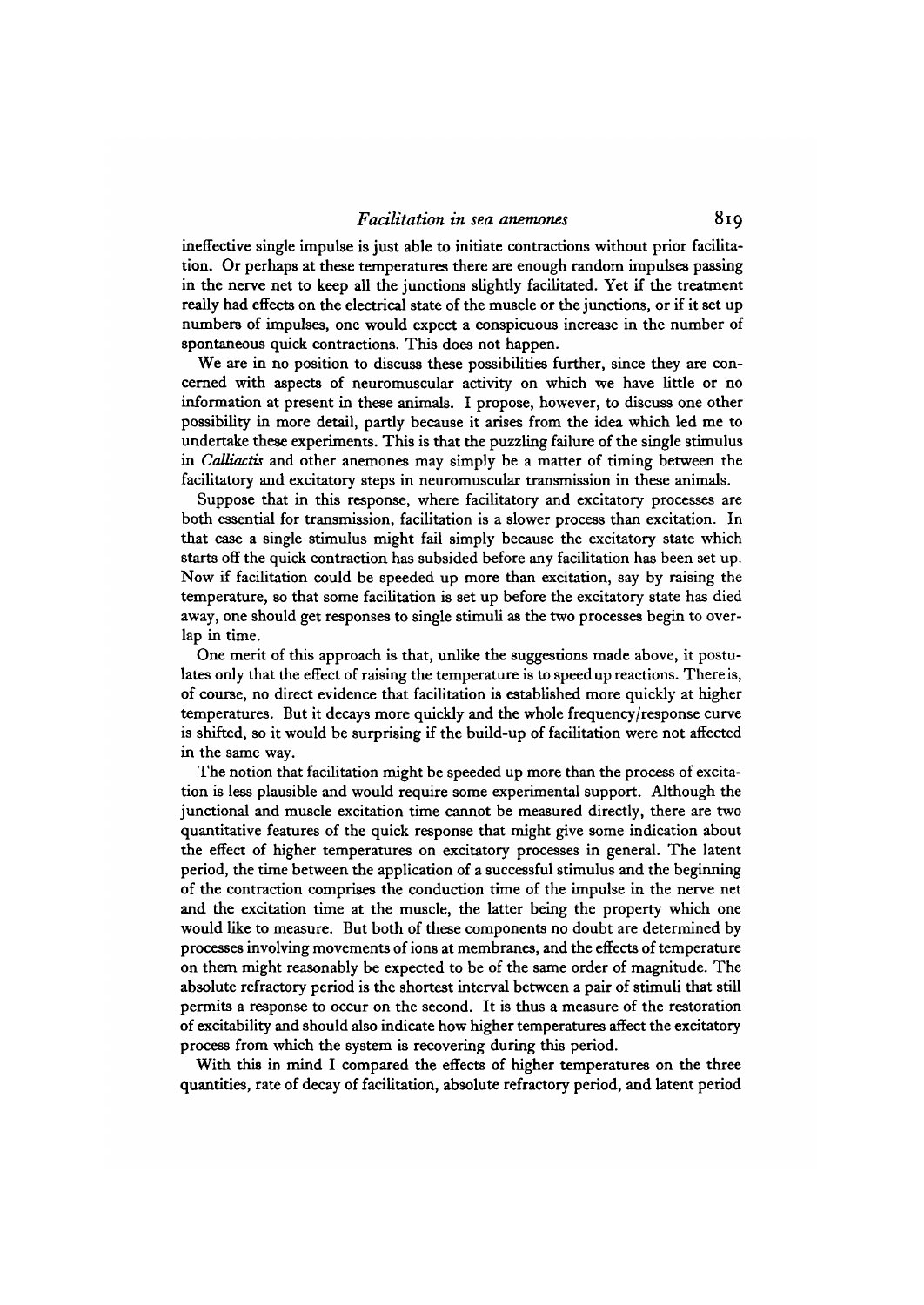ineffective single impulse is just able to initiate contractions without prior facilitation. Or perhaps at these temperatures there are enough random impulses passing in the nerve net to keep all the junctions slightly facilitated. Yet if the treatment really had effects on the electrical state of the muscle or the junctions, or if it set up numbers of impulses, one would expect a conspicuous increase in the number of spontaneous quick contractions. This does not happen.

We are in no position to discuss these possibilities further, since they are concerned with aspects of neuromuscular activity on which we have little or no information at present in these animals. I propose, however, to discuss one other possibility in more detail, partly because it arises from the idea which led me to undertake these experiments. This is that the puzzling failure of the single stimulus in *Calliactis* and other anemones may simply be a matter of timing between the facilitatory and excitatory steps in neuromuscular transmission in these animals.

Suppose that in this response, where facilitatory and excitatory processes are both essential for transmission, facilitation is a slower process than excitation. In that case a single stimulus might fail simply because the excitatory state which starts off the quick contraction has subsided before any facilitation has been set up. Now if facilitation could be speeded up more than excitation, say by raising the temperature, so that some facilitation is set up before the excitatory state has died away, one should get responses to single stimuli as the two processes begin to overlap in time.

One merit of this approach is that, unlike the suggestions made above, it postulates only that the effect of raising the temperature is to speed up reactions. There is, of course, no direct evidence that facilitation is established more quickly at higher temperatures. But it decays more quickly and the whole frequency/response curve is shifted, so it would be surprising if the build-up of facilitation were not affected in the same way.

The notion that facilitation might be speeded up more than the process of excitation is less plausible and would require some experimental support. Although the junctional and muscle excitation time cannot be measured directly, there are two quantitative features of the quick response that might give some indication about the effect of higher temperatures on excitatory processes in general. The latent period, the time between the application of a successful stimulus and the beginning of the contraction comprises the conduction time of the impulse in the nerve net and the excitation time at the muscle, the latter being the property which one would like to measure. But both of these components no doubt are determined by processes involving movements of ions at membranes, and the effects of temperature on them might reasonably be expected to be of the same order of magnitude. The absolute refractory period is the shortest interval between a pair of stimuli that still permits a response to occur on the second. It is thus a measure of the restoration of excitability and should also indicate how higher temperatures affect the excitatory process from which the system is recovering during this period.

With this in mind I compared the effects of higher temperatures on the three quantities, rate of decay of facilitation, absolute refractory period, and latent period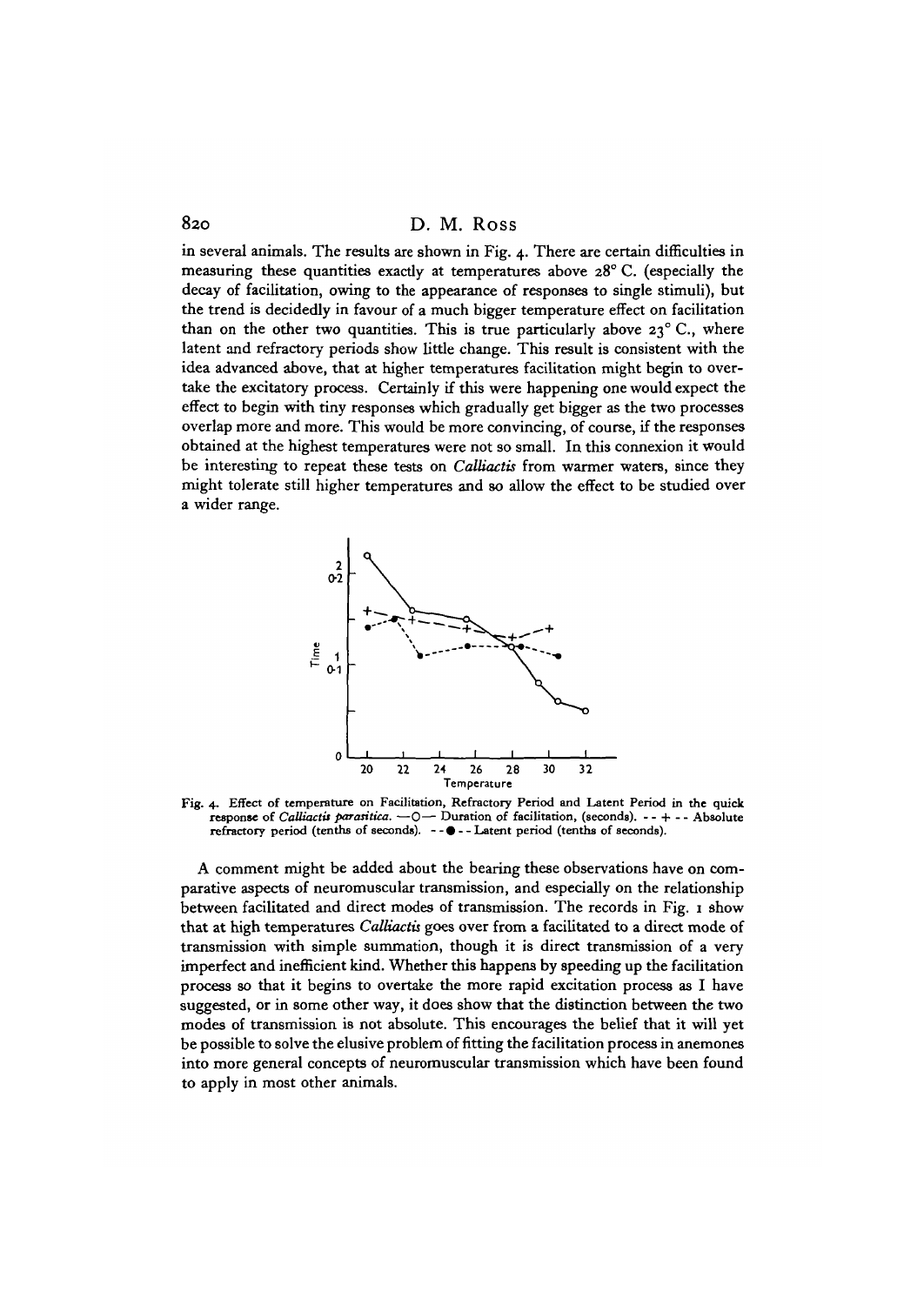in several animals. The results are shown in Fig. 4. There are certain difficulties in measuring these quantities exactly at temperatures above 28° C. (especially the decay of facilitation, owing to the appearance of responses to single stimuli), but the trend is decidedly in favour of a much bigger temperature effect on facilitation than on the other two quantities. This is true particularly above 23° C., where latent and refractory periods show little change. This result is consistent with the idea advanced above, that at higher temperatures facilitation might begin to overtake the excitatory process. Certainly if this were happening one would expect the effect to begin with tiny responses which gradually get bigger as the two processes overlap more and more. This would be more convincing, of course, if the responses obtained at the highest temperatures were not so small. In this connexion it would be interesting to repeat these tests on *Calliactis* from warmer waters, since they might tolerate still higher temperatures and so allow the effect to be studied over a wider range.

Fig. 4. Effect of temperature on Facilitation, Refractory Period and Latent Period in the quick response of *Calliactis parasitica*. —○— Duration of facilitation, (seconds). - - + - - Absolute refractory period (tenths of seconds). - - ● - - Latent period (tenths of seconds).

A comment might be added about the bearing these observations have on comparative aspects of neuromuscular transmission, and especially on the relationship between facilitated and direct modes of transmission. The records in Fig. 1 show that at high temperatures *Calliactis* goes over from a facilitated to a direct mode of transmission with simple summation, though it is direct transmission of a very imperfect and inefficient kind. Whether this happens by speeding up the facilitation process so that it begins to overtake the more rapid excitation process as I have suggested, or in some other way, it does show that the distinction between the two modes of transmission is not absolute. This encourages the belief that it will yet be possible to solve the elusive problem of fitting the facilitation process in anemones into more general concepts of neuromuscular transmission which have been found to apply in most other animals.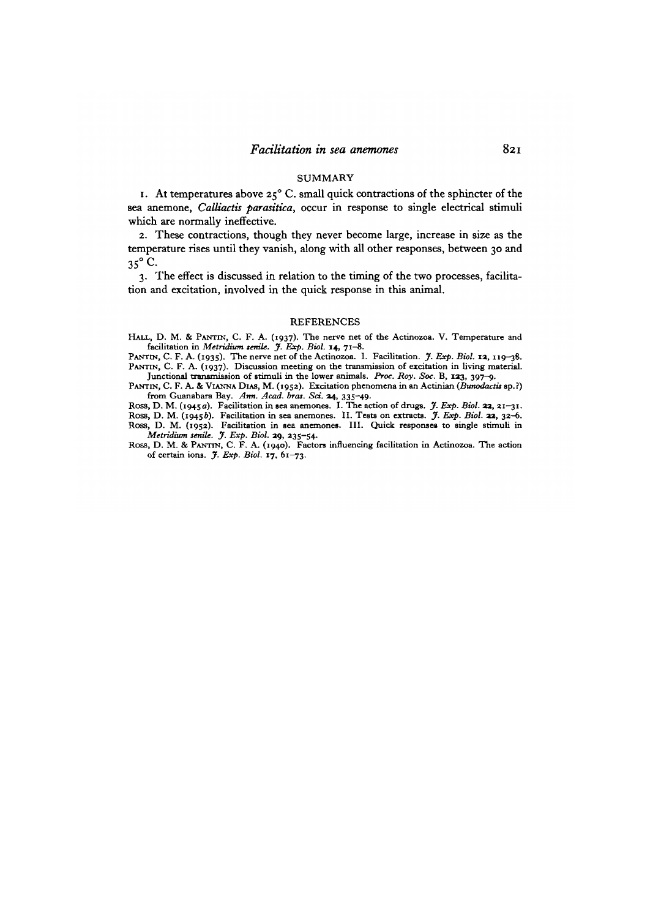## SUMMARY

1. At temperatures above 25° C. small quick contractions of the sphincter of the sea anemone, *Calliactis parasitica*, occur in response to single electrical stimuli which are normally ineffective.

2. These contractions, though they never become large, increase in size as the temperature rises until they vanish, along with all other responses, between 30 and 35° C.

3. The effect is discussed in relation to the timing of the two processes, facilitation and excitation, involved in the quick response in this animal.

## REFERENCES

HALL, D. M. & PANTIN, C. F. A. (1937). The nerve net of the Actinozoa. V. Temperature and facilitation in *Metridium senile*. *J. Exp. Biol.* **14**, 71–8.

PANTIN, C. F. A. (1935). The nerve net of the Actinozoa. I. Facilitation. *J. Exp. Biol.* **12**, 119–38.

PANTIN, C. F. A. (1937). Discussion meeting on the transmission of excitation in living material. Junctional transmission of stimuli in the lower animals. *Proc. Roy. Soc.* B, **123**, 397–9.

PANTIN, C. F. A. & VIANNA DIAS, M. (1952). Excitation phenomena in an Actinian (*Bunodactis* sp.?) from Guanabara Bay. *Ann. Acad. bras. Sci.* **24**, 335–49.

ROSS, D. M. (1945*a*). Facilitation in sea anemones. I. The action of drugs. *J. Exp. Biol.* **22**, 21–31.

ROSS, D. M. (1945*b*). Facilitation in sea anemones. II. Tests on extracts. *J. Exp. Biol.* **22**, 32–6.

ROSS, D. M. (1952). Facilitation in sea anemones. III. Quick responses to single stimuli in *Metridium senile*. *J. Exp. Biol.* **29**, 235–54.

ROSS, D. M. & PANTIN, C. F. A. (1940). Factors influencing facilitation in Actinozoa. The action of certain ions. *J. Exp. Biol.* **17**, 61–73.